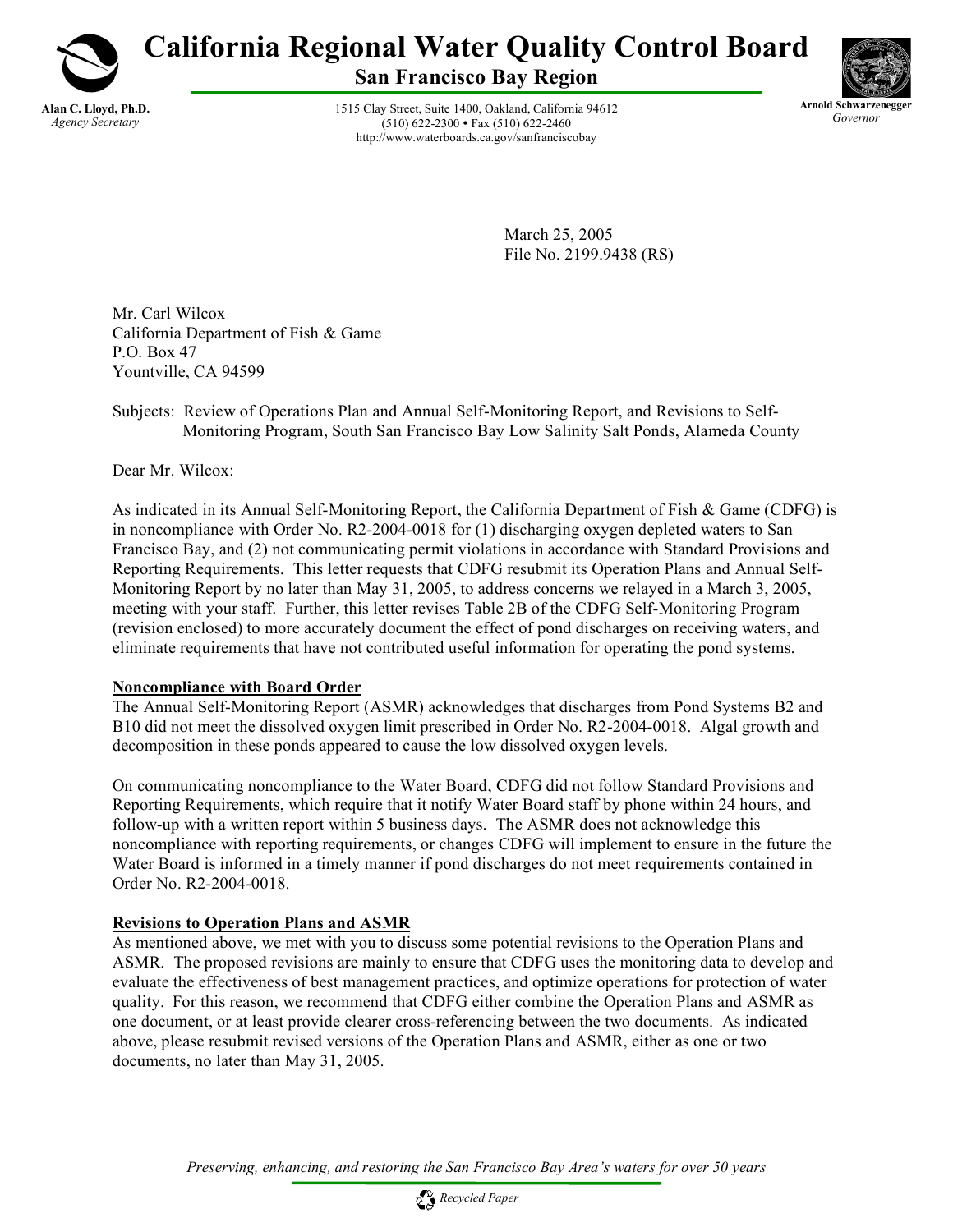# California Regional Water Quality Control Board

**San Francisco Bay Region**

**Alan C. Lloyd, Ph.D.**
*Agency Secretary*

1515 Clay Street, Suite 1400, Oakland, California 94612
(510) 622-2300 • Fax (510) 622-2460
http://www.waterboards.ca.gov/sanfranciscobay

**Arnold Schwarzenegger**
*Governor*

March 25, 2005
File No. 2199.9438 (RS)

Mr. Carl Wilcox
California Department of Fish & Game
P.O. Box 47
Yountville, CA 94599

Subjects: Review of Operations Plan and Annual Self-Monitoring Report, and Revisions to Self-Monitoring Program, South San Francisco Bay Low Salinity Salt Ponds, Alameda County

Dear Mr. Wilcox:

As indicated in its Annual Self-Monitoring Report, the California Department of Fish & Game (CDFG) is in noncompliance with Order No. R2-2004-0018 for (1) discharging oxygen depleted waters to San Francisco Bay, and (2) not communicating permit violations in accordance with Standard Provisions and Reporting Requirements. This letter requests that CDFG resubmit its Operation Plans and Annual Self-Monitoring Report by no later than May 31, 2005, to address concerns we relayed in a March 3, 2005, meeting with your staff. Further, this letter revises Table 2B of the CDFG Self-Monitoring Program (revision enclosed) to more accurately document the effect of pond discharges on receiving waters, and eliminate requirements that have not contributed useful information for operating the pond systems.

**Noncompliance with Board Order**

The Annual Self-Monitoring Report (ASMR) acknowledges that discharges from Pond Systems B2 and B10 did not meet the dissolved oxygen limit prescribed in Order No. R2-2004-0018. Algal growth and decomposition in these ponds appeared to cause the low dissolved oxygen levels.

On communicating noncompliance to the Water Board, CDFG did not follow Standard Provisions and Reporting Requirements, which require that it notify Water Board staff by phone within 24 hours, and follow-up with a written report within 5 business days. The ASMR does not acknowledge this noncompliance with reporting requirements, or changes CDFG will implement to ensure in the future the Water Board is informed in a timely manner if pond discharges do not meet requirements contained in Order No. R2-2004-0018.

**Revisions to Operation Plans and ASMR**

As mentioned above, we met with you to discuss some potential revisions to the Operation Plans and ASMR. The proposed revisions are mainly to ensure that CDFG uses the monitoring data to develop and evaluate the effectiveness of best management practices, and optimize operations for protection of water quality. For this reason, we recommend that CDFG either combine the Operation Plans and ASMR as one document, or at least provide clearer cross-referencing between the two documents. As indicated above, please resubmit revised versions of the Operation Plans and ASMR, either as one or two documents, no later than May 31, 2005.

*Preserving, enhancing, and restoring the San Francisco Bay Area's waters for over 50 years*

*Recycled Paper*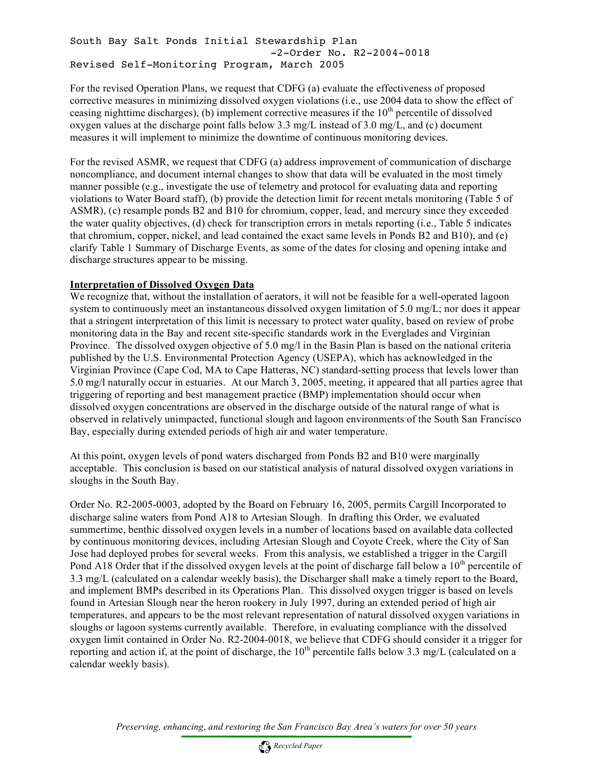For the revised Operation Plans, we request that CDFG (a) evaluate the effectiveness of proposed corrective measures in minimizing dissolved oxygen violations (i.e., use 2004 data to show the effect of ceasing nighttime discharges), (b) implement corrective measures if the $10^{th}$ percentile of dissolved oxygen values at the discharge point falls below 3.3 mg/L instead of 3.0 mg/L, and (c) document measures it will implement to minimize the downtime of continuous monitoring devices.

For the revised ASMR, we request that CDFG (a) address improvement of communication of discharge noncompliance, and document internal changes to show that data will be evaluated in the most timely manner possible (e.g., investigate the use of telemetry and protocol for evaluating data and reporting violations to Water Board staff), (b) provide the detection limit for recent metals monitoring (Table 5 of ASMR), (c) resample ponds B2 and B10 for chromium, copper, lead, and mercury since they exceeded the water quality objectives, (d) check for transcription errors in metals reporting (i.e., Table 5 indicates that chromium, copper, nickel, and lead contained the exact same levels in Ponds B2 and B10), and (e) clarify Table 1 Summary of Discharge Events, as some of the dates for closing and opening intake and discharge structures appear to be missing.

**Interpretation of Dissolved Oxygen Data**

We recognize that, without the installation of aerators, it will not be feasible for a well-operated lagoon system to continuously meet an instantaneous dissolved oxygen limitation of 5.0 mg/L; nor does it appear that a stringent interpretation of this limit is necessary to protect water quality, based on review of probe monitoring data in the Bay and recent site-specific standards work in the Everglades and Virginian Province. The dissolved oxygen objective of 5.0 mg/l in the Basin Plan is based on the national criteria published by the U.S. Environmental Protection Agency (USEPA), which has acknowledged in the Virginian Province (Cape Cod, MA to Cape Hatteras, NC) standard-setting process that levels lower than 5.0 mg/l naturally occur in estuaries. At our March 3, 2005, meeting, it appeared that all parties agree that triggering of reporting and best management practice (BMP) implementation should occur when dissolved oxygen concentrations are observed in the discharge outside of the natural range of what is observed in relatively unimpacted, functional slough and lagoon environments of the South San Francisco Bay, especially during extended periods of high air and water temperature.

At this point, oxygen levels of pond waters discharged from Ponds B2 and B10 were marginally acceptable. This conclusion is based on our statistical analysis of natural dissolved oxygen variations in sloughs in the South Bay.

Order No. R2-2005-0003, adopted by the Board on February 16, 2005, permits Cargill Incorporated to discharge saline waters from Pond A18 to Artesian Slough. In drafting this Order, we evaluated summertime, benthic dissolved oxygen levels in a number of locations based on available data collected by continuous monitoring devices, including Artesian Slough and Coyote Creek, where the City of San Jose had deployed probes for several weeks. From this analysis, we established a trigger in the Cargill Pond A18 Order that if the dissolved oxygen levels at the point of discharge fall below a $10^{th}$ percentile of 3.3 mg/L (calculated on a calendar weekly basis), the Discharger shall make a timely report to the Board, and implement BMPs described in its Operations Plan. This dissolved oxygen trigger is based on levels found in Artesian Slough near the heron rookery in July 1997, during an extended period of high air temperatures, and appears to be the most relevant representation of natural dissolved oxygen variations in sloughs or lagoon systems currently available. Therefore, in evaluating compliance with the dissolved oxygen limit contained in Order No. R2-2004-0018, we believe that CDFG should consider it a trigger for reporting and action if, at the point of discharge, the $10^{th}$ percentile falls below 3.3 mg/L (calculated on a calendar weekly basis).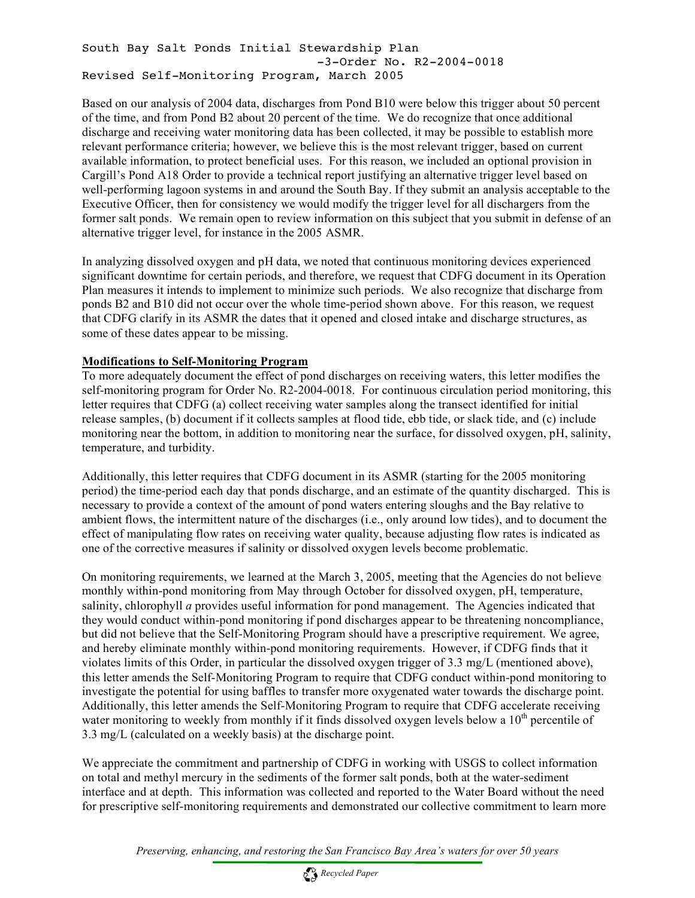Based on our analysis of 2004 data, discharges from Pond B10 were below this trigger about 50 percent of the time, and from Pond B2 about 20 percent of the time. We do recognize that once additional discharge and receiving water monitoring data has been collected, it may be possible to establish more relevant performance criteria; however, we believe this is the most relevant trigger, based on current available information, to protect beneficial uses. For this reason, we included an optional provision in Cargill's Pond A18 Order to provide a technical report justifying an alternative trigger level based on well-performing lagoon systems in and around the South Bay. If they submit an analysis acceptable to the Executive Officer, then for consistency we would modify the trigger level for all dischargers from the former salt ponds. We remain open to review information on this subject that you submit in defense of an alternative trigger level, for instance in the 2005 ASMR.

In analyzing dissolved oxygen and pH data, we noted that continuous monitoring devices experienced significant downtime for certain periods, and therefore, we request that CDFG document in its Operation Plan measures it intends to implement to minimize such periods. We also recognize that discharge from ponds B2 and B10 did not occur over the whole time-period shown above. For this reason, we request that CDFG clarify in its ASMR the dates that it opened and closed intake and discharge structures, as some of these dates appear to be missing.

**Modifications to Self-Monitoring Program**

To more adequately document the effect of pond discharges on receiving waters, this letter modifies the self-monitoring program for Order No. R2-2004-0018. For continuous circulation period monitoring, this letter requires that CDFG (a) collect receiving water samples along the transect identified for initial release samples, (b) document if it collects samples at flood tide, ebb tide, or slack tide, and (c) include monitoring near the bottom, in addition to monitoring near the surface, for dissolved oxygen, pH, salinity, temperature, and turbidity.

Additionally, this letter requires that CDFG document in its ASMR (starting for the 2005 monitoring period) the time-period each day that ponds discharge, and an estimate of the quantity discharged. This is necessary to provide a context of the amount of pond waters entering sloughs and the Bay relative to ambient flows, the intermittent nature of the discharges (i.e., only around low tides), and to document the effect of manipulating flow rates on receiving water quality, because adjusting flow rates is indicated as one of the corrective measures if salinity or dissolved oxygen levels become problematic.

On monitoring requirements, we learned at the March 3, 2005, meeting that the Agencies do not believe monthly within-pond monitoring from May through October for dissolved oxygen, pH, temperature, salinity, chlorophyll *a* provides useful information for pond management. The Agencies indicated that they would conduct within-pond monitoring if pond discharges appear to be threatening noncompliance, but did not believe that the Self-Monitoring Program should have a prescriptive requirement. We agree, and hereby eliminate monthly within-pond monitoring requirements. However, if CDFG finds that it violates limits of this Order, in particular the dissolved oxygen trigger of 3.3 mg/L (mentioned above), this letter amends the Self-Monitoring Program to require that CDFG conduct within-pond monitoring to investigate the potential for using baffles to transfer more oxygenated water towards the discharge point. Additionally, this letter amends the Self-Monitoring Program to require that CDFG accelerate receiving water monitoring to weekly from monthly if it finds dissolved oxygen levels below a 10$^{th}$ percentile of 3.3 mg/L (calculated on a weekly basis) at the discharge point.

We appreciate the commitment and partnership of CDFG in working with USGS to collect information on total and methyl mercury in the sediments of the former salt ponds, both at the water-sediment interface and at depth. This information was collected and reported to the Water Board without the need for prescriptive self-monitoring requirements and demonstrated our collective commitment to learn more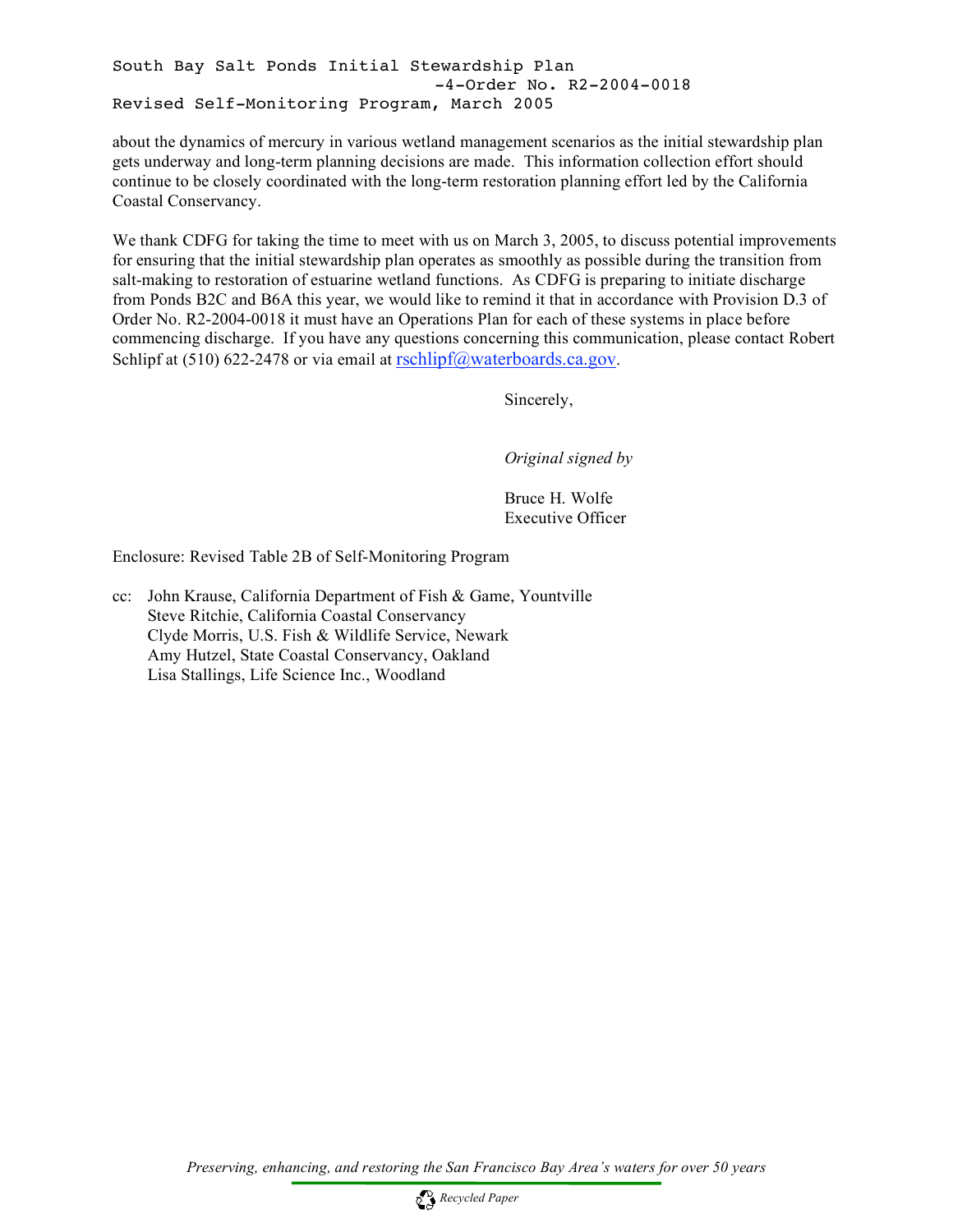about the dynamics of mercury in various wetland management scenarios as the initial stewardship plan gets underway and long-term planning decisions are made. This information collection effort should continue to be closely coordinated with the long-term restoration planning effort led by the California Coastal Conservancy.

We thank CDFG for taking the time to meet with us on March 3, 2005, to discuss potential improvements for ensuring that the initial stewardship plan operates as smoothly as possible during the transition from salt-making to restoration of estuarine wetland functions. As CDFG is preparing to initiate discharge from Ponds B2C and B6A this year, we would like to remind it that in accordance with Provision D.3 of Order No. R2-2004-0018 it must have an Operations Plan for each of these systems in place before commencing discharge. If you have any questions concerning this communication, please contact Robert Schlipf at (510) 622-2478 or via email at rschlipf@waterboards.ca.gov.

Sincerely,

*Original signed by*

Bruce H. Wolfe
Executive Officer

Enclosure: Revised Table 2B of Self-Monitoring Program

cc: John Krause, California Department of Fish & Game, Yountville
Steve Ritchie, California Coastal Conservancy
Clyde Morris, U.S. Fish & Wildlife Service, Newark
Amy Hutzel, State Coastal Conservancy, Oakland
Lisa Stallings, Life Science Inc., Woodland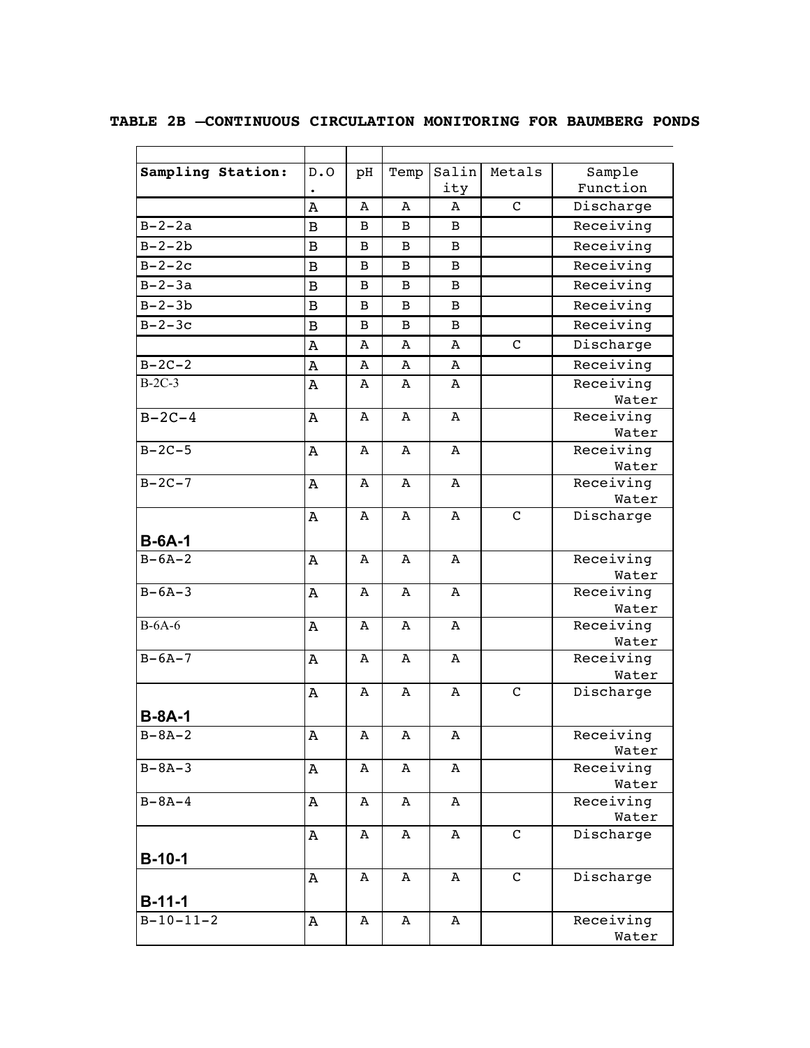**TABLE 2B –CONTINUOUS CIRCULATION MONITORING FOR BAUMBERG PONDS**

| Sampling Station: | D.O. | pH | Temp | Salinity | Metals | Sample Function |
|---|---|---|---|---|---|---|
| | A | A | A | A | C | Discharge |
| B-2-2a | B | B | B | B | | Receiving |
| B-2-2b | B | B | B | B | | Receiving |
| B-2-2c | B | B | B | B | | Receiving |
| B-2-3a | B | B | B | B | | Receiving |
| B-2-3b | B | B | B | B | | Receiving |
| B-2-3c | B | B | B | B | | Receiving |
| | A | A | A | A | C | Discharge |
| B-2C-2 | A | A | A | A | | Receiving |
| B-2C-3 | A | A | A | A | | Receiving Water |
| B-2C-4 | A | A | A | A | | Receiving Water |
| B-2C-5 | A | A | A | A | | Receiving Water |
| B-2C-7 | A | A | A | A | | Receiving Water |
| **B-6A-1** | A | A | A | A | C | Discharge |
| B-6A-2 | A | A | A | A | | Receiving Water |
| B-6A-3 | A | A | A | A | | Receiving Water |
| B-6A-6 | A | A | A | A | | Receiving Water |
| B-6A-7 | A | A | A | A | | Receiving Water |
| **B-8A-1** | A | A | A | A | C | Discharge |
| B-8A-2 | A | A | A | A | | Receiving Water |
| B-8A-3 | A | A | A | A | | Receiving Water |
| B-8A-4 | A | A | A | A | | Receiving Water |
| **B-10-1** | A | A | A | A | C | Discharge |
| **B-11-1** | A | A | A | A | C | Discharge |
| B-10-11-2 | A | A | A | A | | Receiving Water |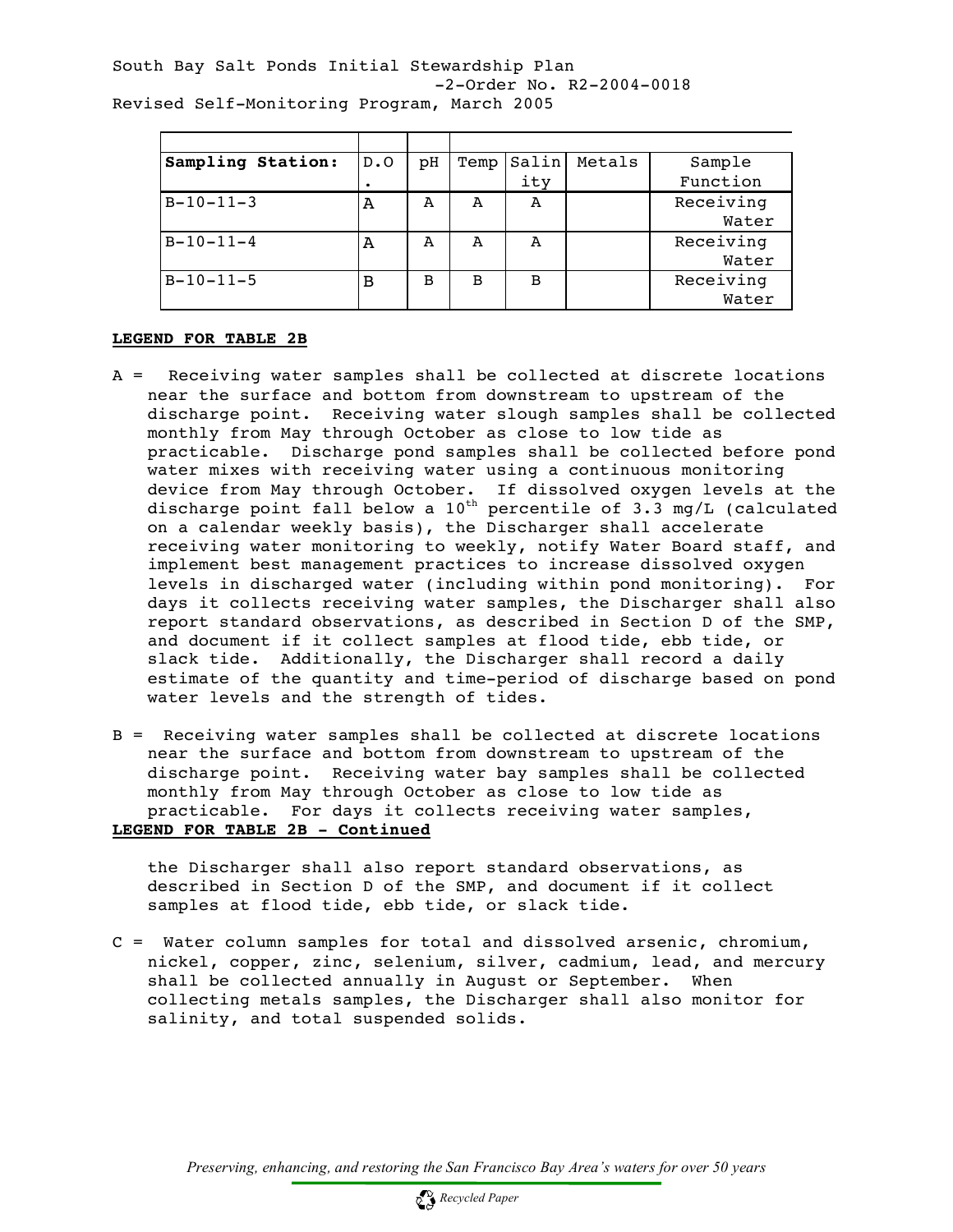| Sampling Station: | D.O. | pH | Temp | Salinity | Metals | Sample Function |
|---|---|---|---|---|---|---|
| B-10-11-3 | A | A | A | A | | Receiving Water |
| B-10-11-4 | A | A | A | A | | Receiving Water |
| B-10-11-5 | B | B | B | B | | Receiving Water |

**LEGEND FOR TABLE 2B**

A = Receiving water samples shall be collected at discrete locations near the surface and bottom from downstream to upstream of the discharge point. Receiving water slough samples shall be collected monthly from May through October as close to low tide as practicable. Discharge pond samples shall be collected before pond water mixes with receiving water using a continuous monitoring device from May through October. If dissolved oxygen levels at the discharge point fall below a 10th percentile of 3.3 mg/L (calculated on a calendar weekly basis), the Discharger shall accelerate receiving water monitoring to weekly, notify Water Board staff, and implement best management practices to increase dissolved oxygen levels in discharged water (including within pond monitoring). For days it collects receiving water samples, the Discharger shall also report standard observations, as described in Section D of the SMP, and document if it collect samples at flood tide, ebb tide, or slack tide. Additionally, the Discharger shall record a daily estimate of the quantity and time-period of discharge based on pond water levels and the strength of tides.

B = Receiving water samples shall be collected at discrete locations near the surface and bottom from downstream to upstream of the discharge point. Receiving water bay samples shall be collected monthly from May through October as close to low tide as practicable. For days it collects receiving water samples, the Discharger shall also report standard observations, as described in Section D of the SMP, and document if it collect samples at flood tide, ebb tide, or slack tide.

C = Water column samples for total and dissolved arsenic, chromium, nickel, copper, zinc, selenium, silver, cadmium, lead, and mercury shall be collected annually in August or September. When collecting metals samples, the Discharger shall also monitor for salinity, and total suspended solids.